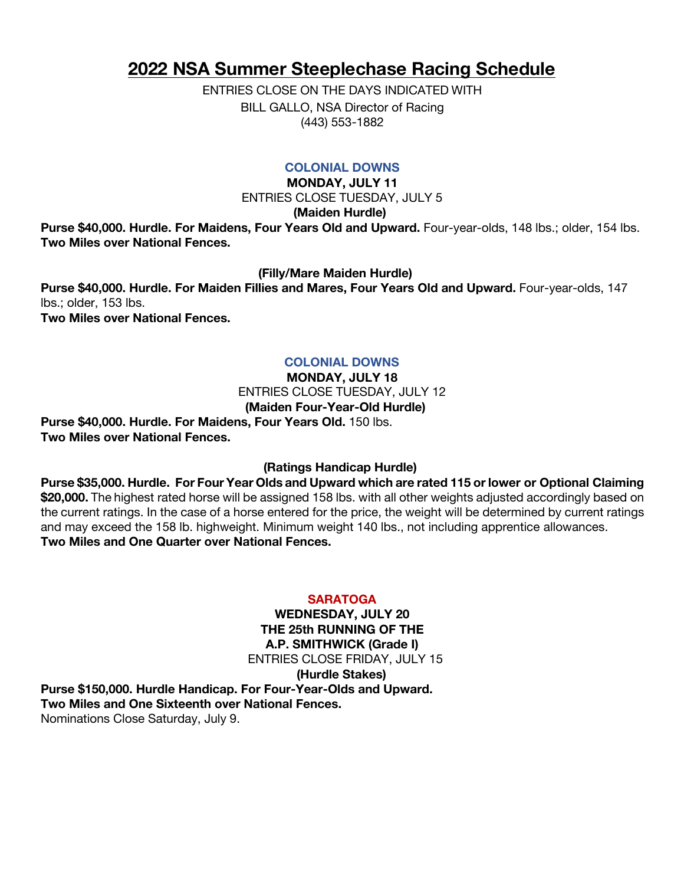# 2022 NSA Summer Steeplechase Racing Schedule

ENTRIES CLOSE ON THE DAYS INDICATED WITH
BILL GALLO, NSA Director of Racing
(443) 553-1882

## COLONIAL DOWNS

**MONDAY, JULY 11**
ENTRIES CLOSE TUESDAY, JULY 5

**(Maiden Hurdle)**

**Purse $40,000. Hurdle. For Maidens, Four Years Old and Upward.** Four-year-olds, 148 lbs.; older, 154 lbs.
**Two Miles over National Fences.**

**(Filly/Mare Maiden Hurdle)**

**Purse $40,000. Hurdle. For Maiden Fillies and Mares, Four Years Old and Upward.** Four-year-olds, 147 lbs.; older, 153 lbs.
**Two Miles over National Fences.**

## COLONIAL DOWNS

**MONDAY, JULY 18**
ENTRIES CLOSE TUESDAY, JULY 12

**(Maiden Four-Year-Old Hurdle)**

**Purse $40,000. Hurdle. For Maidens, Four Years Old.** 150 lbs.
**Two Miles over National Fences.**

**(Ratings Handicap Hurdle)**

**Purse $35,000. Hurdle. For Four Year Olds and Upward which are rated 115 or lower or Optional Claiming $20,000.** The highest rated horse will be assigned 158 lbs. with all other weights adjusted accordingly based on the current ratings. In the case of a horse entered for the price, the weight will be determined by current ratings and may exceed the 158 lb. highweight. Minimum weight 140 lbs., not including apprentice allowances.
**Two Miles and One Quarter over National Fences.**

## SARATOGA

**WEDNESDAY, JULY 20**
**THE 25th RUNNING OF THE**
**A.P. SMITHWICK (Grade I)**
ENTRIES CLOSE FRIDAY, JULY 15

**(Hurdle Stakes)**

**Purse $150,000. Hurdle Handicap. For Four-Year-Olds and Upward.**
**Two Miles and One Sixteenth over National Fences.**
Nominations Close Saturday, July 9.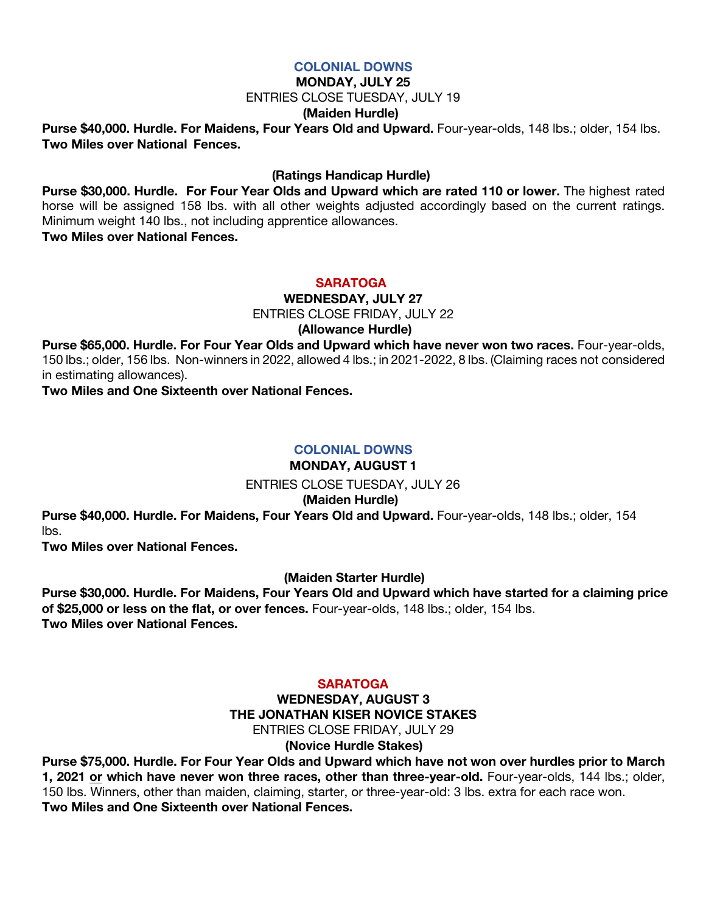## COLONIAL DOWNS

**MONDAY, JULY 25**

ENTRIES CLOSE TUESDAY, JULY 19

**(Maiden Hurdle)**

**Purse $40,000. Hurdle. For Maidens, Four Years Old and Upward.** Four-year-olds, 148 lbs.; older, 154 lbs.
**Two Miles over National Fences.**

**(Ratings Handicap Hurdle)**

**Purse $30,000. Hurdle. For Four Year Olds and Upward which are rated 110 or lower.** The highest rated horse will be assigned 158 lbs. with all other weights adjusted accordingly based on the current ratings. Minimum weight 140 lbs., not including apprentice allowances.
**Two Miles over National Fences.**

## SARATOGA

**WEDNESDAY, JULY 27**

ENTRIES CLOSE FRIDAY, JULY 22

**(Allowance Hurdle)**

**Purse $65,000. Hurdle. For Four Year Olds and Upward which have never won two races.** Four-year-olds, 150 lbs.; older, 156 lbs. Non-winners in 2022, allowed 4 lbs.; in 2021-2022, 8 lbs. (Claiming races not considered in estimating allowances).
**Two Miles and One Sixteenth over National Fences.**

## COLONIAL DOWNS

**MONDAY, AUGUST 1**

ENTRIES CLOSE TUESDAY, JULY 26

**(Maiden Hurdle)**

**Purse $40,000. Hurdle. For Maidens, Four Years Old and Upward.** Four-year-olds, 148 lbs.; older, 154 lbs.
**Two Miles over National Fences.**

**(Maiden Starter Hurdle)**

**Purse $30,000. Hurdle. For Maidens, Four Years Old and Upward which have started for a claiming price of $25,000 or less on the flat, or over fences.** Four-year-olds, 148 lbs.; older, 154 lbs.
**Two Miles over National Fences.**

## SARATOGA

**WEDNESDAY, AUGUST 3**

**THE JONATHAN KISER NOVICE STAKES**

ENTRIES CLOSE FRIDAY, JULY 29

**(Novice Hurdle Stakes)**

**Purse $75,000. Hurdle. For Four Year Olds and Upward which have not won over hurdles prior to March 1, 2021 <u>or</u> which have never won three races, other than three-year-old.** Four-year-olds, 144 lbs.; older, 150 lbs. Winners, other than maiden, claiming, starter, or three-year-old: 3 lbs. extra for each race won.
**Two Miles and One Sixteenth over National Fences.**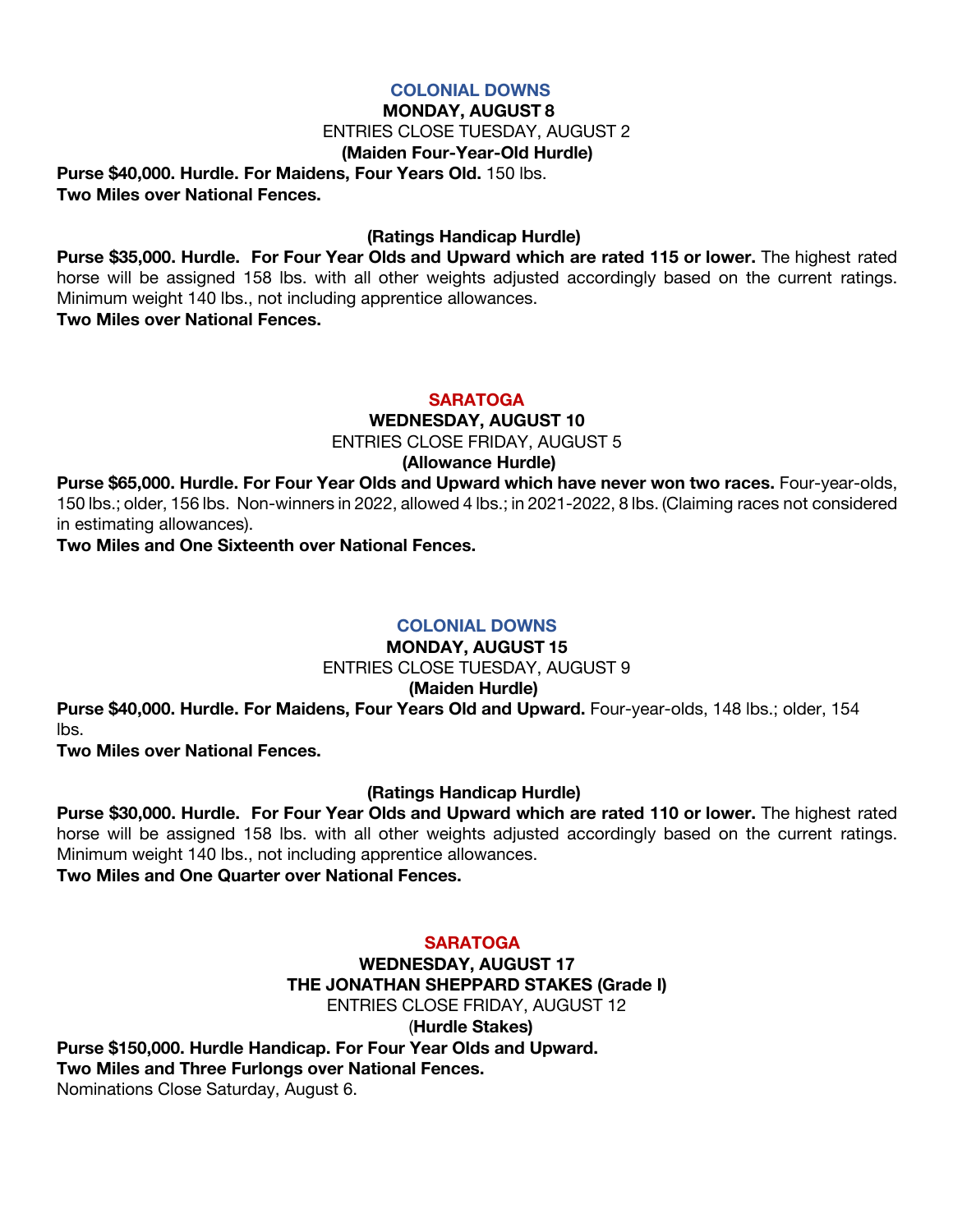## COLONIAL DOWNS

**MONDAY, AUGUST 8**

ENTRIES CLOSE TUESDAY, AUGUST 2

**(Maiden Four-Year-Old Hurdle)**

**Purse $40,000. Hurdle. For Maidens, Four Years Old.** 150 lbs.
**Two Miles over National Fences.**

**(Ratings Handicap Hurdle)**

**Purse $35,000. Hurdle. For Four Year Olds and Upward which are rated 115 or lower.** The highest rated horse will be assigned 158 lbs. with all other weights adjusted accordingly based on the current ratings. Minimum weight 140 lbs., not including apprentice allowances.
**Two Miles over National Fences.**

## SARATOGA

**WEDNESDAY, AUGUST 10**

ENTRIES CLOSE FRIDAY, AUGUST 5

**(Allowance Hurdle)**

**Purse $65,000. Hurdle. For Four Year Olds and Upward which have never won two races.** Four-year-olds, 150 lbs.; older, 156 lbs. Non-winners in 2022, allowed 4 lbs.; in 2021-2022, 8 lbs. (Claiming races not considered in estimating allowances).
**Two Miles and One Sixteenth over National Fences.**

## COLONIAL DOWNS

**MONDAY, AUGUST 15**

ENTRIES CLOSE TUESDAY, AUGUST 9

**(Maiden Hurdle)**

**Purse $40,000. Hurdle. For Maidens, Four Years Old and Upward.** Four-year-olds, 148 lbs.; older, 154 lbs.
**Two Miles over National Fences.**

**(Ratings Handicap Hurdle)**

**Purse $30,000. Hurdle. For Four Year Olds and Upward which are rated 110 or lower.** The highest rated horse will be assigned 158 lbs. with all other weights adjusted accordingly based on the current ratings. Minimum weight 140 lbs., not including apprentice allowances.
**Two Miles and One Quarter over National Fences.**

## SARATOGA

**WEDNESDAY, AUGUST 17**

**THE JONATHAN SHEPPARD STAKES (Grade I)**

ENTRIES CLOSE FRIDAY, AUGUST 12

(**Hurdle Stakes)**

**Purse $150,000. Hurdle Handicap. For Four Year Olds and Upward.**
**Two Miles and Three Furlongs over National Fences.**
Nominations Close Saturday, August 6.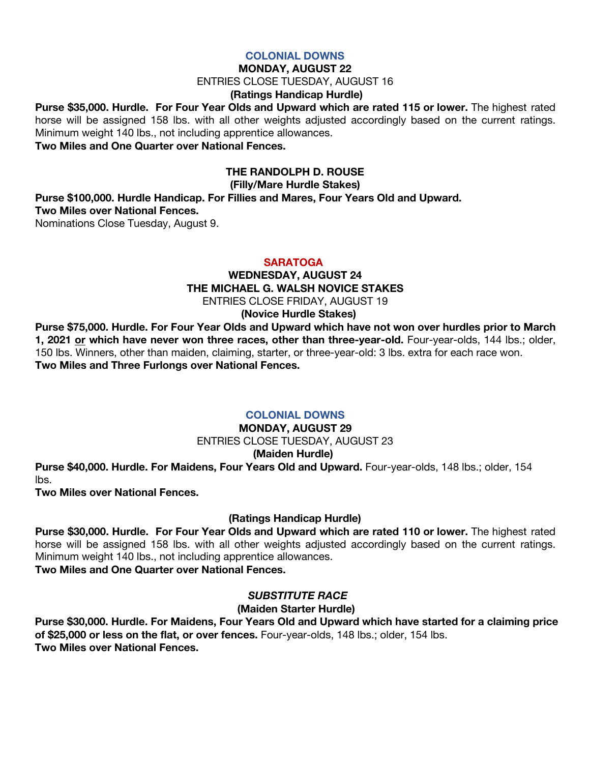## COLONIAL DOWNS

**MONDAY, AUGUST 22**

ENTRIES CLOSE TUESDAY, AUGUST 16

**(Ratings Handicap Hurdle)**

**Purse $35,000. Hurdle. For Four Year Olds and Upward which are rated 115 or lower.** The highest rated horse will be assigned 158 lbs. with all other weights adjusted accordingly based on the current ratings. Minimum weight 140 lbs., not including apprentice allowances.

**Two Miles and One Quarter over National Fences.**

**THE RANDOLPH D. ROUSE**

**(Filly/Mare Hurdle Stakes)**

**Purse $100,000. Hurdle Handicap. For Fillies and Mares, Four Years Old and Upward.**

**Two Miles over National Fences.**

Nominations Close Tuesday, August 9.

## SARATOGA

**WEDNESDAY, AUGUST 24**

**THE MICHAEL G. WALSH NOVICE STAKES**

ENTRIES CLOSE FRIDAY, AUGUST 19

**(Novice Hurdle Stakes)**

**Purse $75,000. Hurdle. For Four Year Olds and Upward which have not won over hurdles prior to March 1, 2021 or which have never won three races, other than three-year-old.** Four-year-olds, 144 lbs.; older, 150 lbs. Winners, other than maiden, claiming, starter, or three-year-old: 3 lbs. extra for each race won.

**Two Miles and Three Furlongs over National Fences.**

## COLONIAL DOWNS

**MONDAY, AUGUST 29**

ENTRIES CLOSE TUESDAY, AUGUST 23

**(Maiden Hurdle)**

**Purse $40,000. Hurdle. For Maidens, Four Years Old and Upward.** Four-year-olds, 148 lbs.; older, 154 lbs.

**Two Miles over National Fences.**

**(Ratings Handicap Hurdle)**

**Purse $30,000. Hurdle. For Four Year Olds and Upward which are rated 110 or lower.** The highest rated horse will be assigned 158 lbs. with all other weights adjusted accordingly based on the current ratings. Minimum weight 140 lbs., not including apprentice allowances.

**Two Miles and One Quarter over National Fences.**

***SUBSTITUTE RACE***

**(Maiden Starter Hurdle)**

**Purse $30,000. Hurdle. For Maidens, Four Years Old and Upward which have started for a claiming price of $25,000 or less on the flat, or over fences.** Four-year-olds, 148 lbs.; older, 154 lbs.

**Two Miles over National Fences.**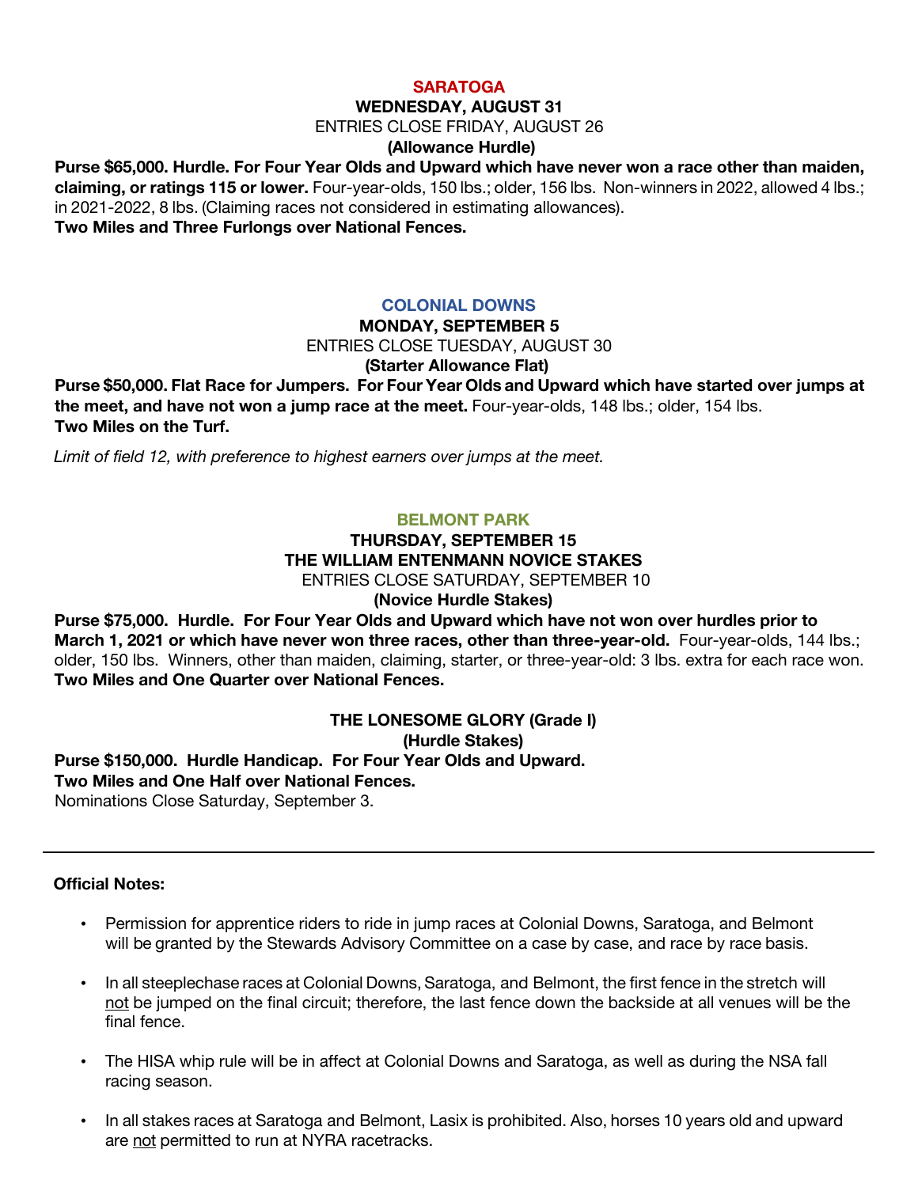## SARATOGA

**WEDNESDAY, AUGUST 31**

ENTRIES CLOSE FRIDAY, AUGUST 26

**(Allowance Hurdle)**

**Purse $65,000. Hurdle. For Four Year Olds and Upward which have never won a race other than maiden, claiming, or ratings 115 or lower.** Four-year-olds, 150 lbs.; older, 156 lbs. Non-winners in 2022, allowed 4 lbs.; in 2021-2022, 8 lbs. (Claiming races not considered in estimating allowances).
**Two Miles and Three Furlongs over National Fences.**

## COLONIAL DOWNS

**MONDAY, SEPTEMBER 5**

ENTRIES CLOSE TUESDAY, AUGUST 30

**(Starter Allowance Flat)**

**Purse $50,000. Flat Race for Jumpers. For Four Year Olds and Upward which have started over jumps at the meet, and have not won a jump race at the meet.** Four-year-olds, 148 lbs.; older, 154 lbs.
**Two Miles on the Turf.**

*Limit of field 12, with preference to highest earners over jumps at the meet.*

## BELMONT PARK

**THURSDAY, SEPTEMBER 15**

**THE WILLIAM ENTENMANN NOVICE STAKES**

ENTRIES CLOSE SATURDAY, SEPTEMBER 10

**(Novice Hurdle Stakes)**

**Purse $75,000. Hurdle. For Four Year Olds and Upward which have not won over hurdles prior to March 1, 2021 or which have never won three races, other than three-year-old.** Four-year-olds, 144 lbs.; older, 150 lbs. Winners, other than maiden, claiming, starter, or three-year-old: 3 lbs. extra for each race won.
**Two Miles and One Quarter over National Fences.**

**THE LONESOME GLORY (Grade I)**

**(Hurdle Stakes)**

**Purse $150,000. Hurdle Handicap. For Four Year Olds and Upward.**
**Two Miles and One Half over National Fences.**
Nominations Close Saturday, September 3.

---

**Official Notes:**

- Permission for apprentice riders to ride in jump races at Colonial Downs, Saratoga, and Belmont will be granted by the Stewards Advisory Committee on a case by case, and race by race basis.
- In all steeplechase races at Colonial Downs, Saratoga, and Belmont, the first fence in the stretch will not be jumped on the final circuit; therefore, the last fence down the backside at all venues will be the final fence.
- The HISA whip rule will be in affect at Colonial Downs and Saratoga, as well as during the NSA fall racing season.
- In all stakes races at Saratoga and Belmont, Lasix is prohibited. Also, horses 10 years old and upward are not permitted to run at NYRA racetracks.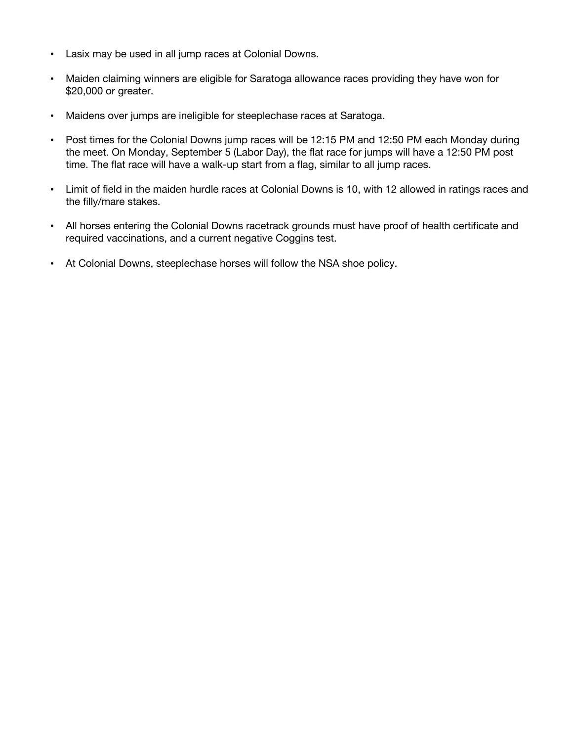- Lasix may be used in <u>all</u> jump races at Colonial Downs.

- Maiden claiming winners are eligible for Saratoga allowance races providing they have won for $20,000 or greater.

- Maidens over jumps are ineligible for steeplechase races at Saratoga.

- Post times for the Colonial Downs jump races will be 12:15 PM and 12:50 PM each Monday during the meet. On Monday, September 5 (Labor Day), the flat race for jumps will have a 12:50 PM post time. The flat race will have a walk-up start from a flag, similar to all jump races.

- Limit of field in the maiden hurdle races at Colonial Downs is 10, with 12 allowed in ratings races and the filly/mare stakes.

- All horses entering the Colonial Downs racetrack grounds must have proof of health certificate and required vaccinations, and a current negative Coggins test.

- At Colonial Downs, steeplechase horses will follow the NSA shoe policy.